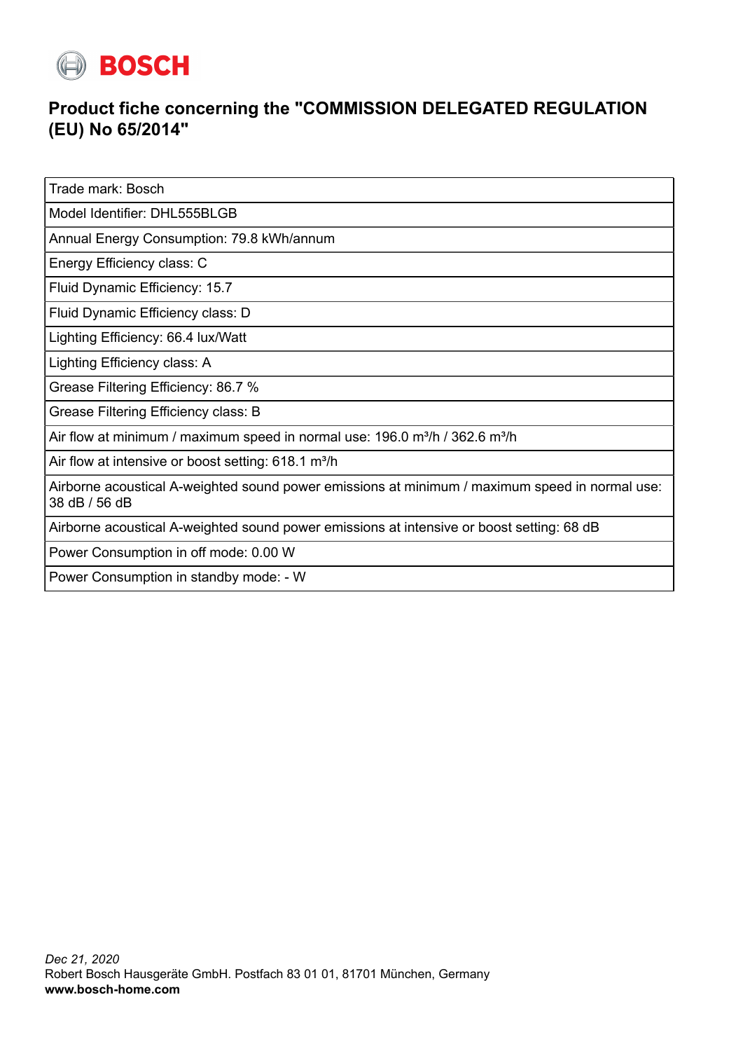BOSCH

## Product fiche concerning the "COMMISSION DELEGATED REGULATION (EU) No 65/2014"

| Trade mark: Bosch |
|---|
| Model Identifier: DHL555BLGB |
| Annual Energy Consumption: 79.8 kWh/annum |
| Energy Efficiency class: C |
| Fluid Dynamic Efficiency: 15.7 |
| Fluid Dynamic Efficiency class: D |
| Lighting Efficiency: 66.4 lux/Watt |
| Lighting Efficiency class: A |
| Grease Filtering Efficiency: 86.7 % |
| Grease Filtering Efficiency class: B |
| Air flow at minimum / maximum speed in normal use: 196.0 $m^3/h$ / 362.6 $m^3/h$ |
| Air flow at intensive or boost setting: 618.1 $m^3/h$ |
| Airborne acoustical A-weighted sound power emissions at minimum / maximum speed in normal use: 38 dB / 56 dB |
| Airborne acoustical A-weighted sound power emissions at intensive or boost setting: 68 dB |
| Power Consumption in off mode: 0.00 W |
| Power Consumption in standby mode: - W |

*Dec 21, 2020*
Robert Bosch Hausgeräte GmbH. Postfach 83 01 01, 81701 München, Germany
**www.bosch-home.com**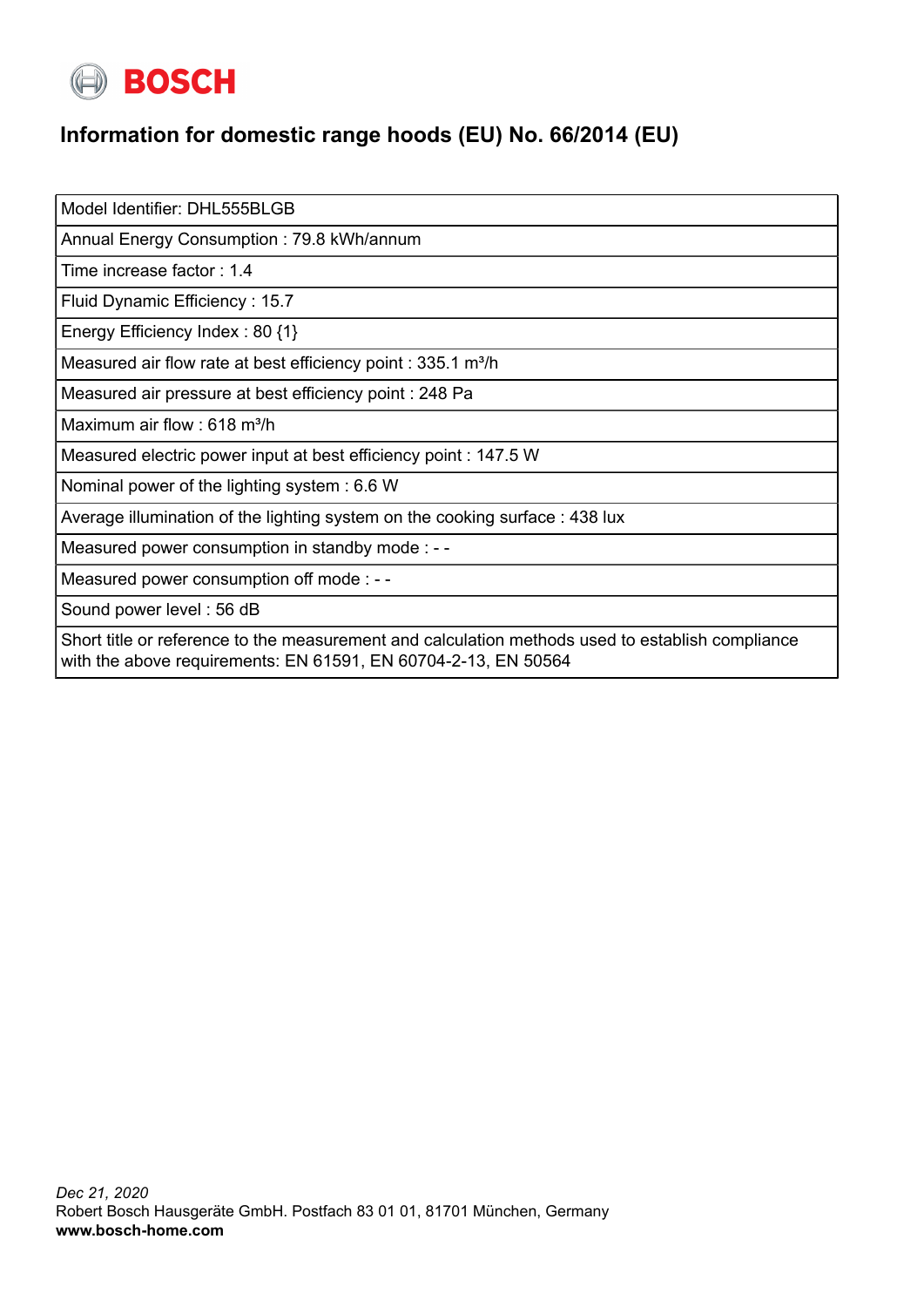BOSCH

# Information for domestic range hoods (EU) No. 66/2014 (EU)

| |
|---|
| Model Identifier: DHL555BLGB |
| Annual Energy Consumption : 79.8 kWh/annum |
| Time increase factor : 1.4 |
| Fluid Dynamic Efficiency : 15.7 |
| Energy Efficiency Index : 80 {1} |
| Measured air flow rate at best efficiency point : 335.1 m³/h |
| Measured air pressure at best efficiency point : 248 Pa |
| Maximum air flow : 618 m³/h |
| Measured electric power input at best efficiency point : 147.5 W |
| Nominal power of the lighting system : 6.6 W |
| Average illumination of the lighting system on the cooking surface : 438 lux |
| Measured power consumption in standby mode : - - |
| Measured power consumption off mode : - - |
| Sound power level : 56 dB |
| Short title or reference to the measurement and calculation methods used to establish compliance with the above requirements: EN 61591, EN 60704-2-13, EN 50564 |

*Dec 21, 2020*
Robert Bosch Hausgeräte GmbH. Postfach 83 01 01, 81701 München, Germany
**www.bosch-home.com**